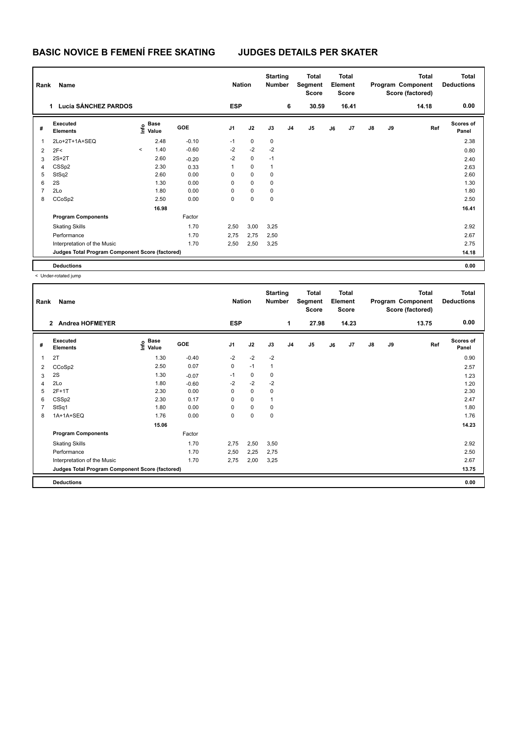# BASIC NOVICE B FEMENÍ FREE SKATING JUDGES DETAILS PER SKATER

| Rank | Name | Nation | Starting Number | Total Segment Score | Total Element Score | Total Program Component Score (factored) | Total Deductions |
|---|---|---|---|---|---|---|---|
| 1 | Lucía SÁNCHEZ PARDOS | ESP | 6 | 30.59 | 16.41 | 14.18 | 0.00 |

| # | Executed Elements | Info | Base Value | GOE | J1 | J2 | J3 | J4 | J5 | J6 | J7 | J8 | J9 | Ref | Scores of Panel |
|---|---|---|---|---|---|---|---|---|---|---|---|---|---|---|---|
| 1 | 2Lo+2T+1A+SEQ | | 2.48 | -0.10 | -1 | 0 | 0 | | | | | | | | 2.38 |
| 2 | 2F< | < | 1.40 | -0.60 | -2 | -2 | -2 | | | | | | | | 0.80 |
| 3 | 2S+2T | | 2.60 | -0.20 | -2 | 0 | -1 | | | | | | | | 2.40 |
| 4 | CSSp2 | | 2.30 | 0.33 | 1 | 0 | 1 | | | | | | | | 2.63 |
| 5 | StSq2 | | 2.60 | 0.00 | 0 | 0 | 0 | | | | | | | | 2.60 |
| 6 | 2S | | 1.30 | 0.00 | 0 | 0 | 0 | | | | | | | | 1.30 |
| 7 | 2Lo | | 1.80 | 0.00 | 0 | 0 | 0 | | | | | | | | 1.80 |
| 8 | CCoSp2 | | 2.50 | 0.00 | 0 | 0 | 0 | | | | | | | | 2.50 |
| | | | 16.98 | | | | | | | | | | | | 16.41 |
| | **Program Components** | | | Factor | | | | | | | | | | | |
| | Skating Skills | | | 1.70 | 2,50 | 3,00 | 3,25 | | | | | | | | 2.92 |
| | Performance | | | 1.70 | 2,75 | 2,75 | 2,50 | | | | | | | | 2.67 |
| | Interpretation of the Music | | | 1.70 | 2,50 | 2,50 | 3,25 | | | | | | | | 2.75 |
| | **Judges Total Program Component Score (factored)** | | | | | | | | | | | | | | 14.18 |
| | **Deductions** | | | | | | | | | | | | | | 0.00 |

< Under-rotated jump

| Rank | Name | Nation | Starting Number | Total Segment Score | Total Element Score | Total Program Component Score (factored) | Total Deductions |
|---|---|---|---|---|---|---|---|
| 2 | Andrea HOFMEYER | ESP | 1 | 27.98 | 14.23 | 13.75 | 0.00 |

| # | Executed Elements | Info | Base Value | GOE | J1 | J2 | J3 | J4 | J5 | J6 | J7 | J8 | J9 | Ref | Scores of Panel |
|---|---|---|---|---|---|---|---|---|---|---|---|---|---|---|---|
| 1 | 2T | | 1.30 | -0.40 | -2 | -2 | -2 | | | | | | | | 0.90 |
| 2 | CCoSp2 | | 2.50 | 0.07 | 0 | -1 | 1 | | | | | | | | 2.57 |
| 3 | 2S | | 1.30 | -0.07 | -1 | 0 | 0 | | | | | | | | 1.23 |
| 4 | 2Lo | | 1.80 | -0.60 | -2 | -2 | -2 | | | | | | | | 1.20 |
| 5 | 2F+1T | | 2.30 | 0.00 | 0 | 0 | 0 | | | | | | | | 2.30 |
| 6 | CSSp2 | | 2.30 | 0.17 | 0 | 0 | 1 | | | | | | | | 2.47 |
| 7 | StSq1 | | 1.80 | 0.00 | 0 | 0 | 0 | | | | | | | | 1.80 |
| 8 | 1A+1A+SEQ | | 1.76 | 0.00 | 0 | 0 | 0 | | | | | | | | 1.76 |
| | | | 15.06 | | | | | | | | | | | | 14.23 |
| | **Program Components** | | | Factor | | | | | | | | | | | |
| | Skating Skills | | | 1.70 | 2,75 | 2,50 | 3,50 | | | | | | | | 2.92 |
| | Performance | | | 1.70 | 2,50 | 2,25 | 2,75 | | | | | | | | 2.50 |
| | Interpretation of the Music | | | 1.70 | 2,75 | 2,00 | 3,25 | | | | | | | | 2.67 |
| | **Judges Total Program Component Score (factored)** | | | | | | | | | | | | | | 13.75 |
| | **Deductions** | | | | | | | | | | | | | | 0.00 |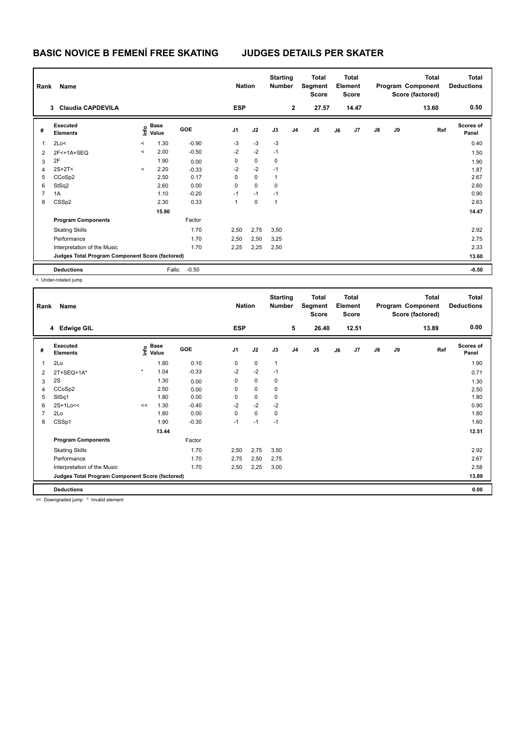# BASIC NOVICE B FEMENÍ FREE SKATING    JUDGES DETAILS PER SKATER

| Rank | Name | Nation | Starting Number | Total Segment Score | Total Element Score | Total Program Component Score (factored) | Total Deductions |
|---|---|---|---|---|---|---|---|
| 3 | Claudia CAPDEVILA | ESP | 2 | 27.57 | 14.47 | 13.60 | 0.50 |

| # | Executed Elements | Info | Base Value | GOE | J1 | J2 | J3 | J4 | J5 | J6 | J7 | J8 | J9 | Ref | Scores of Panel |
|---|---|---|---|---|---|---|---|---|---|---|---|---|---|---|---|
| 1 | 2Lo< | < | 1.30 | -0.90 | -3 | -3 | -3 | | | | | | | | 0.40 |
| 2 | 2F<+1A+SEQ | < | 2.00 | -0.50 | -2 | -2 | -1 | | | | | | | | 1.50 |
| 3 | 2F | | 1.90 | 0.00 | 0 | 0 | 0 | | | | | | | | 1.90 |
| 4 | 2S+2T< | < | 2.20 | -0.33 | -2 | -2 | -1 | | | | | | | | 1.87 |
| 5 | CCoSp2 | | 2.50 | 0.17 | 0 | 0 | 1 | | | | | | | | 2.67 |
| 6 | StSq2 | | 2.60 | 0.00 | 0 | 0 | 0 | | | | | | | | 2.60 |
| 7 | 1A | | 1.10 | -0.20 | -1 | -1 | -1 | | | | | | | | 0.90 |
| 8 | CSSp2 | | 2.30 | 0.33 | 1 | 0 | 1 | | | | | | | | 2.63 |
| | | | 15.90 | | | | | | | | | | | | 14.47 |
| | **Program Components** | | | Factor | | | | | | | | | | | |
| | Skating Skills | | | 1.70 | 2,50 | 2,75 | 3,50 | | | | | | | | 2.92 |
| | Performance | | | 1.70 | 2,50 | 2,50 | 3,25 | | | | | | | | 2.75 |
| | Interpretation of the Music | | | 1.70 | 2,25 | 2,25 | 2,50 | | | | | | | | 2.33 |
| | **Judges Total Program Component Score (factored)** | | | | | | | | | | | | | | 13.60 |
| | **Deductions** | | Falls: | -0.50 | | | | | | | | | | | -0.50 |

< Under-rotated jump

| Rank | Name | Nation | Starting Number | Total Segment Score | Total Element Score | Total Program Component Score (factored) | Total Deductions |
|---|---|---|---|---|---|---|---|
| 4 | Edwige GIL | ESP | 5 | 26.40 | 12.51 | 13.89 | 0.00 |

| # | Executed Elements | Info | Base Value | GOE | J1 | J2 | J3 | J4 | J5 | J6 | J7 | J8 | J9 | Ref | Scores of Panel |
|---|---|---|---|---|---|---|---|---|---|---|---|---|---|---|---|
| 1 | 2Lo | | 1.80 | 0.10 | 0 | 0 | 1 | | | | | | | | 1.90 |
| 2 | 2T+SEQ+1A* | * | 1.04 | -0.33 | -2 | -2 | -1 | | | | | | | | 0.71 |
| 3 | 2S | | 1.30 | 0.00 | 0 | 0 | 0 | | | | | | | | 1.30 |
| 4 | CCoSp2 | | 2.50 | 0.00 | 0 | 0 | 0 | | | | | | | | 2.50 |
| 5 | StSq1 | | 1.80 | 0.00 | 0 | 0 | 0 | | | | | | | | 1.80 |
| 6 | 2S+1Lo<< | << | 1.30 | -0.40 | -2 | -2 | -2 | | | | | | | | 0.90 |
| 7 | 2Lo | | 1.80 | 0.00 | 0 | 0 | 0 | | | | | | | | 1.80 |
| 8 | CSSp1 | | 1.90 | -0.30 | -1 | -1 | -1 | | | | | | | | 1.60 |
| | | | 13.44 | | | | | | | | | | | | 12.51 |
| | **Program Components** | | | Factor | | | | | | | | | | | |
| | Skating Skills | | | 1.70 | 2,50 | 2,75 | 3,50 | | | | | | | | 2.92 |
| | Performance | | | 1.70 | 2,75 | 2,50 | 2,75 | | | | | | | | 2.67 |
| | Interpretation of the Music | | | 1.70 | 2,50 | 2,25 | 3,00 | | | | | | | | 2.58 |
| | **Judges Total Program Component Score (factored)** | | | | | | | | | | | | | | 13.89 |
| | **Deductions** | | | | | | | | | | | | | | 0.00 |

<< Downgraded jump * Invalid element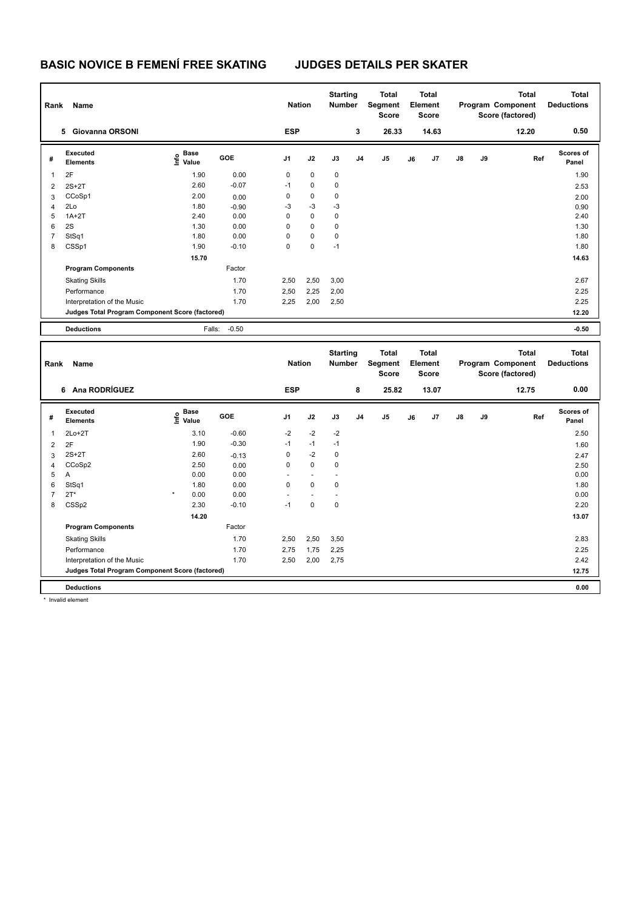# BASIC NOVICE B FEMENÍ FREE SKATING JUDGES DETAILS PER SKATER

| Rank | Name | Nation | Starting Number | Total Segment Score | Total Element Score | Total Program Component Score (factored) | Total Deductions |
|---|---|---|---|---|---|---|---|
| 5 | Giovanna ORSONI | ESP | 3 | 26.33 | 14.63 | 12.20 | 0.50 |

| # | Executed Elements | Info | Base Value | GOE | J1 | J2 | J3 | J4 | J5 | J6 | J7 | J8 | J9 | Ref | Scores of Panel |
|---|---|---|---|---|---|---|---|---|---|---|---|---|---|---|---|
| 1 | 2F | | 1.90 | 0.00 | 0 | 0 | 0 | | | | | | | | 1.90 |
| 2 | 2S+2T | | 2.60 | -0.07 | -1 | 0 | 0 | | | | | | | | 2.53 |
| 3 | CCoSp1 | | 2.00 | 0.00 | 0 | 0 | 0 | | | | | | | | 2.00 |
| 4 | 2Lo | | 1.80 | -0.90 | -3 | -3 | -3 | | | | | | | | 0.90 |
| 5 | 1A+2T | | 2.40 | 0.00 | 0 | 0 | 0 | | | | | | | | 2.40 |
| 6 | 2S | | 1.30 | 0.00 | 0 | 0 | 0 | | | | | | | | 1.30 |
| 7 | StSq1 | | 1.80 | 0.00 | 0 | 0 | 0 | | | | | | | | 1.80 |
| 8 | CSSp1 | | 1.90 | -0.10 | 0 | 0 | -1 | | | | | | | | 1.80 |
| | | | 15.70 | | | | | | | | | | | | 14.63 |
| | **Program Components** | | | Factor | | | | | | | | | | | |
| | Skating Skills | | | 1.70 | 2,50 | 2,50 | 3,00 | | | | | | | | 2.67 |
| | Performance | | | 1.70 | 2,50 | 2,25 | 2,00 | | | | | | | | 2.25 |
| | Interpretation of the Music | | | 1.70 | 2,25 | 2,00 | 2,50 | | | | | | | | 2.25 |
| | **Judges Total Program Component Score (factored)** | | | | | | | | | | | | | | 12.20 |
| | **Deductions** | | Falls: | -0.50 | | | | | | | | | | | -0.50 |

| Rank | Name | Nation | Starting Number | Total Segment Score | Total Element Score | Total Program Component Score (factored) | Total Deductions |
|---|---|---|---|---|---|---|---|
| 6 | Ana RODRÍGUEZ | ESP | 8 | 25.82 | 13.07 | 12.75 | 0.00 |

| # | Executed Elements | Info | Base Value | GOE | J1 | J2 | J3 | J4 | J5 | J6 | J7 | J8 | J9 | Ref | Scores of Panel |
|---|---|---|---|---|---|---|---|---|---|---|---|---|---|---|---|
| 1 | 2Lo+2T | | 3.10 | -0.60 | -2 | -2 | -2 | | | | | | | | 2.50 |
| 2 | 2F | | 1.90 | -0.30 | -1 | -1 | -1 | | | | | | | | 1.60 |
| 3 | 2S+2T | | 2.60 | -0.13 | 0 | -2 | 0 | | | | | | | | 2.47 |
| 4 | CCoSp2 | | 2.50 | 0.00 | 0 | 0 | 0 | | | | | | | | 2.50 |
| 5 | A | | 0.00 | 0.00 | - | - | - | | | | | | | | 0.00 |
| 6 | StSq1 | | 1.80 | 0.00 | 0 | 0 | 0 | | | | | | | | 1.80 |
| 7 | 2T* | * | 0.00 | 0.00 | - | - | - | | | | | | | | 0.00 |
| 8 | CSSp2 | | 2.30 | -0.10 | -1 | 0 | 0 | | | | | | | | 2.20 |
| | | | 14.20 | | | | | | | | | | | | 13.07 |
| | **Program Components** | | | Factor | | | | | | | | | | | |
| | Skating Skills | | | 1.70 | 2,50 | 2,50 | 3,50 | | | | | | | | 2.83 |
| | Performance | | | 1.70 | 2,75 | 1,75 | 2,25 | | | | | | | | 2.25 |
| | Interpretation of the Music | | | 1.70 | 2,50 | 2,00 | 2,75 | | | | | | | | 2.42 |
| | **Judges Total Program Component Score (factored)** | | | | | | | | | | | | | | 12.75 |
| | **Deductions** | | | | | | | | | | | | | | 0.00 |

\* Invalid element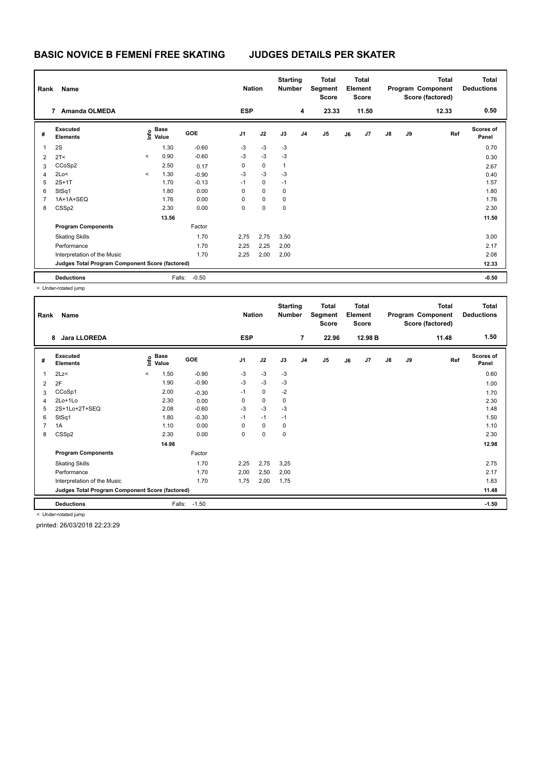# BASIC NOVICE B FEMENÍ FREE SKATING JUDGES DETAILS PER SKATER

| Rank | Name | Nation | Starting Number | Total Segment Score | Total Element Score | Total Program Component Score (factored) | Total Deductions |
|---|---|---|---|---|---|---|---|
| 7 | Amanda OLMEDA | ESP | 4 | 23.33 | 11.50 | 12.33 | 0.50 |

| # | Executed Elements | Info | Base Value | GOE | J1 | J2 | J3 | J4 | J5 | J6 | J7 | J8 | J9 | Ref | Scores of Panel |
|---|---|---|---|---|---|---|---|---|---|---|---|---|---|---|---|
| 1 | 2S | | 1.30 | -0.60 | -3 | -3 | -3 | | | | | | | | 0.70 |
| 2 | 2T< | < | 0.90 | -0.60 | -3 | -3 | -3 | | | | | | | | 0.30 |
| 3 | CCoSp2 | | 2.50 | 0.17 | 0 | 0 | 1 | | | | | | | | 2.67 |
| 4 | 2Lo< | < | 1.30 | -0.90 | -3 | -3 | -3 | | | | | | | | 0.40 |
| 5 | 2S+1T | | 1.70 | -0.13 | -1 | 0 | -1 | | | | | | | | 1.57 |
| 6 | StSq1 | | 1.80 | 0.00 | 0 | 0 | 0 | | | | | | | | 1.80 |
| 7 | 1A+1A+SEQ | | 1.76 | 0.00 | 0 | 0 | 0 | | | | | | | | 1.76 |
| 8 | CSSp2 | | 2.30 | 0.00 | 0 | 0 | 0 | | | | | | | | 2.30 |
| | | | 13.56 | | | | | | | | | | | | 11.50 |
| | **Program Components** | | | Factor | | | | | | | | | | | |
| | Skating Skills | | | 1.70 | 2,75 | 2,75 | 3,50 | | | | | | | | 3.00 |
| | Performance | | | 1.70 | 2,25 | 2,25 | 2,00 | | | | | | | | 2.17 |
| | Interpretation of the Music | | | 1.70 | 2,25 | 2,00 | 2,00 | | | | | | | | 2.08 |
| | **Judges Total Program Component Score (factored)** | | | | | | | | | | | | | | 12.33 |
| | **Deductions** | | Falls: | -0.50 | | | | | | | | | | | -0.50 |

< Under-rotated jump

| Rank | Name | Nation | Starting Number | Total Segment Score | Total Element Score | Total Program Component Score (factored) | Total Deductions |
|---|---|---|---|---|---|---|---|
| 8 | Jara LLOREDA | ESP | 7 | 22.96 | 12.98 B | 11.48 | 1.50 |

| # | Executed Elements | Info | Base Value | GOE | J1 | J2 | J3 | J4 | J5 | J6 | J7 | J8 | J9 | Ref | Scores of Panel |
|---|---|---|---|---|---|---|---|---|---|---|---|---|---|---|---|
| 1 | 2Lz< | < | 1.50 | -0.90 | -3 | -3 | -3 | | | | | | | | 0.60 |
| 2 | 2F | | 1.90 | -0.90 | -3 | -3 | -3 | | | | | | | | 1.00 |
| 3 | CCoSp1 | | 2.00 | -0.30 | -1 | 0 | -2 | | | | | | | | 1.70 |
| 4 | 2Lo+1Lo | | 2.30 | 0.00 | 0 | 0 | 0 | | | | | | | | 2.30 |
| 5 | 2S+1Lo+2T+SEQ | | 2.08 | -0.60 | -3 | -3 | -3 | | | | | | | | 1.48 |
| 6 | StSq1 | | 1.80 | -0.30 | -1 | -1 | -1 | | | | | | | | 1.50 |
| 7 | 1A | | 1.10 | 0.00 | 0 | 0 | 0 | | | | | | | | 1.10 |
| 8 | CSSp2 | | 2.30 | 0.00 | 0 | 0 | 0 | | | | | | | | 2.30 |
| | | | 14.98 | | | | | | | | | | | | 12.98 |
| | **Program Components** | | | Factor | | | | | | | | | | | |
| | Skating Skills | | | 1.70 | 2,25 | 2,75 | 3,25 | | | | | | | | 2.75 |
| | Performance | | | 1.70 | 2,00 | 2,50 | 2,00 | | | | | | | | 2.17 |
| | Interpretation of the Music | | | 1.70 | 1,75 | 2,00 | 1,75 | | | | | | | | 1.83 |
| | **Judges Total Program Component Score (factored)** | | | | | | | | | | | | | | 11.48 |
| | **Deductions** | | Falls: | -1.50 | | | | | | | | | | | -1.50 |

< Under-rotated jump

printed: 26/03/2018 22:23:29